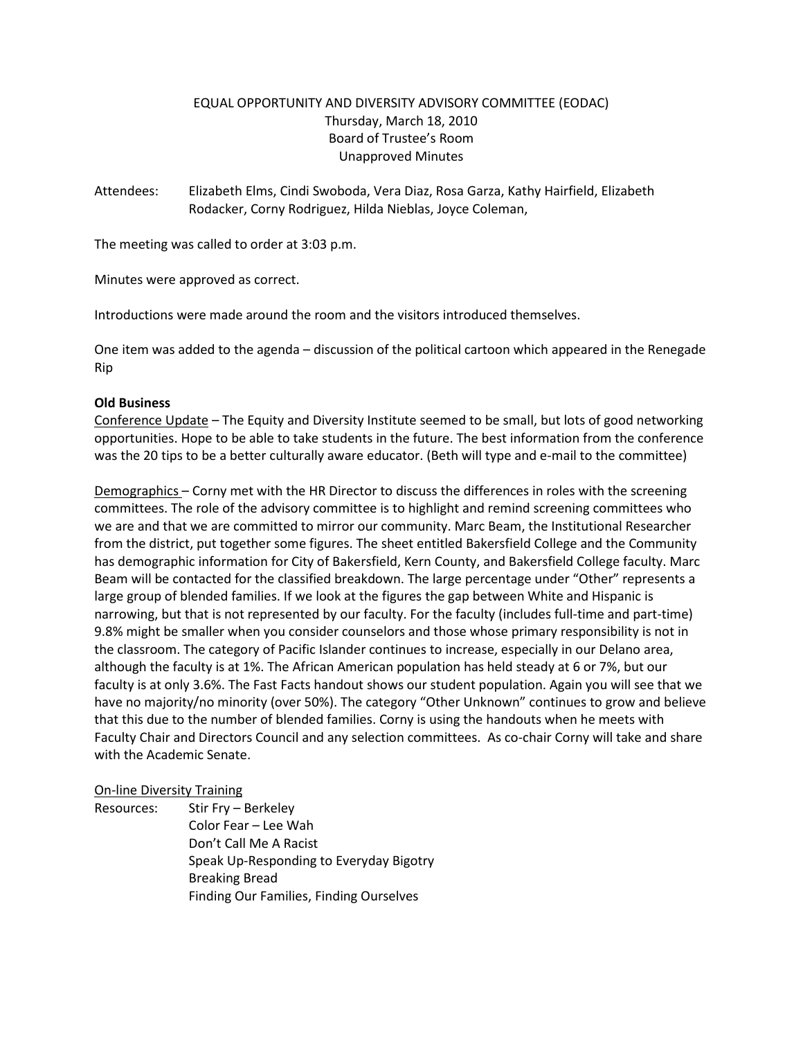EQUAL OPPORTUNITY AND DIVERSITY ADVISORY COMMITTEE (EODAC)
Thursday, March 18, 2010
Board of Trustee's Room
Unapproved Minutes

Attendees: Elizabeth Elms, Cindi Swoboda, Vera Diaz, Rosa Garza, Kathy Hairfield, Elizabeth Rodacker, Corny Rodriguez, Hilda Nieblas, Joyce Coleman,

The meeting was called to order at 3:03 p.m.

Minutes were approved as correct.

Introductions were made around the room and the visitors introduced themselves.

One item was added to the agenda – discussion of the political cartoon which appeared in the Renegade Rip

**Old Business**

Conference Update – The Equity and Diversity Institute seemed to be small, but lots of good networking opportunities. Hope to be able to take students in the future. The best information from the conference was the 20 tips to be a better culturally aware educator. (Beth will type and e-mail to the committee)

Demographics – Corny met with the HR Director to discuss the differences in roles with the screening committees. The role of the advisory committee is to highlight and remind screening committees who we are and that we are committed to mirror our community. Marc Beam, the Institutional Researcher from the district, put together some figures. The sheet entitled Bakersfield College and the Community has demographic information for City of Bakersfield, Kern County, and Bakersfield College faculty. Marc Beam will be contacted for the classified breakdown. The large percentage under "Other" represents a large group of blended families. If we look at the figures the gap between White and Hispanic is narrowing, but that is not represented by our faculty. For the faculty (includes full-time and part-time) 9.8% might be smaller when you consider counselors and those whose primary responsibility is not in the classroom. The category of Pacific Islander continues to increase, especially in our Delano area, although the faculty is at 1%. The African American population has held steady at 6 or 7%, but our faculty is at only 3.6%. The Fast Facts handout shows our student population. Again you will see that we have no majority/no minority (over 50%). The category "Other Unknown" continues to grow and believe that this due to the number of blended families. Corny is using the handouts when he meets with Faculty Chair and Directors Council and any selection committees. As co-chair Corny will take and share with the Academic Senate.

On-line Diversity Training

Resources:
- Stir Fry – Berkeley
- Color Fear – Lee Wah
- Don't Call Me A Racist
- Speak Up-Responding to Everyday Bigotry
- Breaking Bread
- Finding Our Families, Finding Ourselves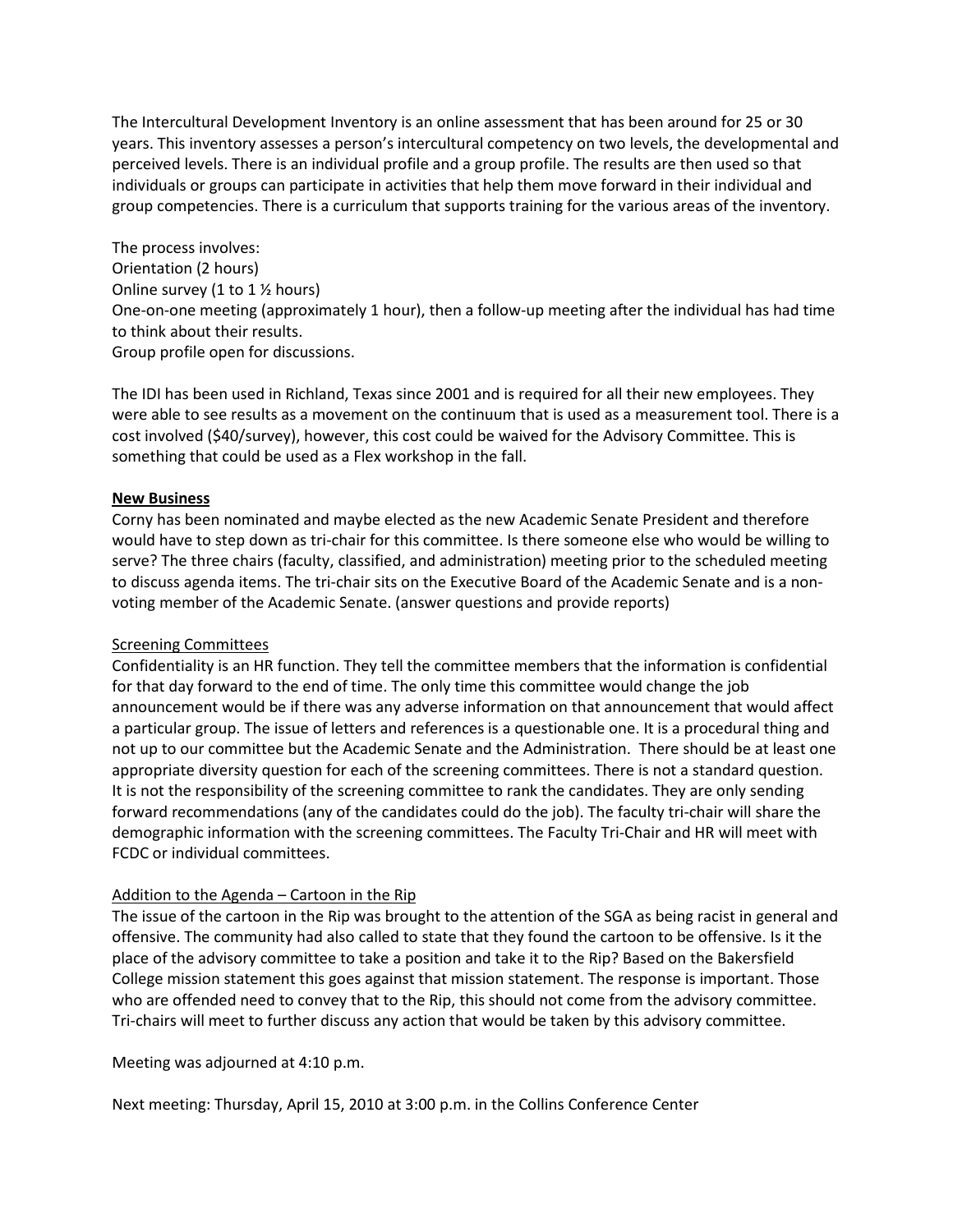The Intercultural Development Inventory is an online assessment that has been around for 25 or 30 years. This inventory assesses a person's intercultural competency on two levels, the developmental and perceived levels. There is an individual profile and a group profile. The results are then used so that individuals or groups can participate in activities that help them move forward in their individual and group competencies. There is a curriculum that supports training for the various areas of the inventory.

The process involves:
Orientation (2 hours)
Online survey (1 to 1 ½ hours)
One-on-one meeting (approximately 1 hour), then a follow-up meeting after the individual has had time to think about their results.
Group profile open for discussions.

The IDI has been used in Richland, Texas since 2001 and is required for all their new employees. They were able to see results as a movement on the continuum that is used as a measurement tool. There is a cost involved ($40/survey), however, this cost could be waived for the Advisory Committee. This is something that could be used as a Flex workshop in the fall.

**New Business**

Corny has been nominated and maybe elected as the new Academic Senate President and therefore would have to step down as tri-chair for this committee. Is there someone else who would be willing to serve? The three chairs (faculty, classified, and administration) meeting prior to the scheduled meeting to discuss agenda items. The tri-chair sits on the Executive Board of the Academic Senate and is a non-voting member of the Academic Senate. (answer questions and provide reports)

Screening Committees

Confidentiality is an HR function. They tell the committee members that the information is confidential for that day forward to the end of time. The only time this committee would change the job announcement would be if there was any adverse information on that announcement that would affect a particular group. The issue of letters and references is a questionable one. It is a procedural thing and not up to our committee but the Academic Senate and the Administration. There should be at least one appropriate diversity question for each of the screening committees. There is not a standard question. It is not the responsibility of the screening committee to rank the candidates. They are only sending forward recommendations (any of the candidates could do the job). The faculty tri-chair will share the demographic information with the screening committees. The Faculty Tri-Chair and HR will meet with FCDC or individual committees.

Addition to the Agenda – Cartoon in the Rip

The issue of the cartoon in the Rip was brought to the attention of the SGA as being racist in general and offensive. The community had also called to state that they found the cartoon to be offensive. Is it the place of the advisory committee to take a position and take it to the Rip? Based on the Bakersfield College mission statement this goes against that mission statement. The response is important. Those who are offended need to convey that to the Rip, this should not come from the advisory committee. Tri-chairs will meet to further discuss any action that would be taken by this advisory committee.

Meeting was adjourned at 4:10 p.m.

Next meeting: Thursday, April 15, 2010 at 3:00 p.m. in the Collins Conference Center